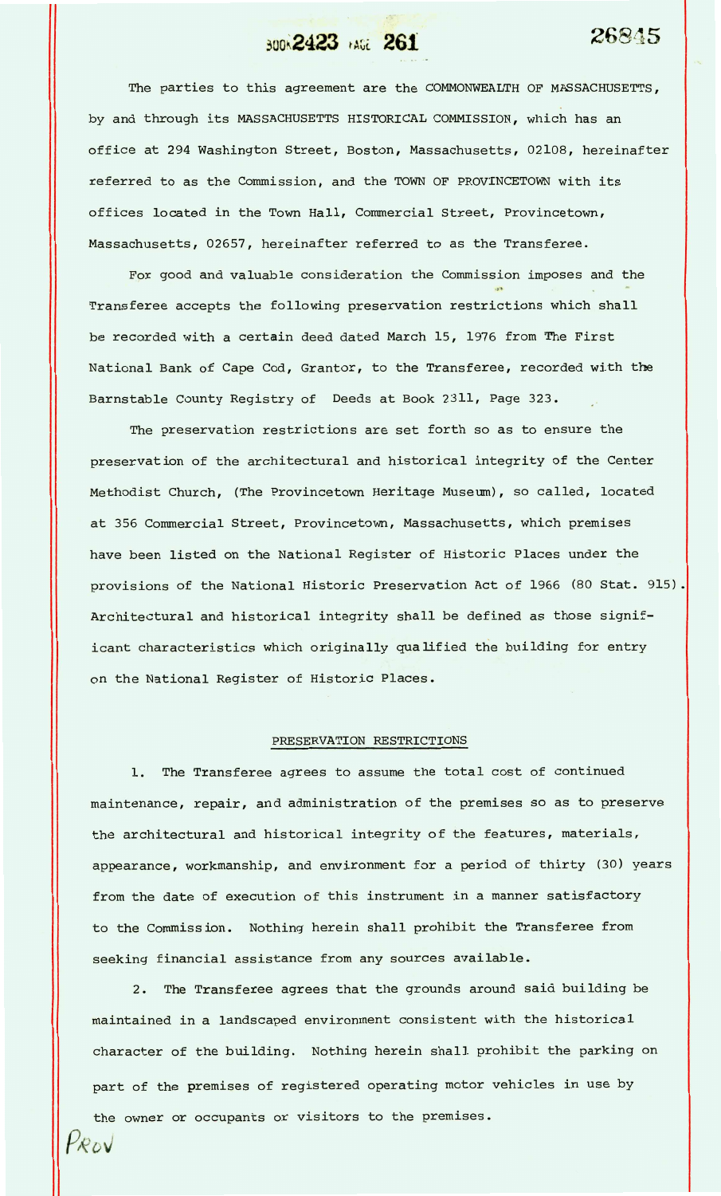BOOK 2423 PAGE 261 26845

The parties to this agreement are the COMMONWEALTH OF MASSACHUSETTS, by and through its MASSACHUSETTS HISTORICAL COMMISSION, which has an office at 294 Washington Street, Boston, Massachusetts, 02108, hereinafter referred to as the Commission, and the TOWN OF PROVINCETOWN with its offices located in the Town Hall, Commercial Street, Provincetown, Massachusetts, 02657, hereinafter referred to as the Transferee.

For good and valuable consideration the Commission imposes and the Transferee accepts the following preservation restrictions which shall be recorded with a certain deed dated March 15, 1976 from The First National Bank of Cape Cod, Grantor, to the Transferee, recorded with the Barnstable County Registry of Deeds at Book 2311, Page 323.

The preservation restrictions are set forth so as to ensure the preservation of the architectural and historical integrity of the Center Methodist Church, (The Provincetown Heritage Museum), so called, located at 356 Commercial Street, Provincetown, Massachusetts, which premises have been listed on the National Register of Historic Places under the provisions of the National Historic Preservation Act of 1966 (80 Stat. 915). Architectural and historical integrity shall be defined as those significant characteristics which originally qualified the building for entry on the National Register of Historic Places.

## PRESERVATION RESTRICTIONS

1. The Transferee agrees to assume the total cost of continued maintenance, repair, and administration of the premises so as to preserve the architectural and historical integrity of the features, materials, appearance, workmanship, and environment for a period of thirty (30) years from the date of execution of this instrument in a manner satisfactory to the Commission. Nothing herein shall prohibit the Transferee from seeking financial assistance from any sources available.

2. The Transferee agrees that the grounds around said building be maintained in a landscaped environment consistent with the historical character of the building. Nothing herein shall prohibit the parking on part of the premises of registered operating motor vehicles in use by the owner or occupants or visitors to the premises.

Prov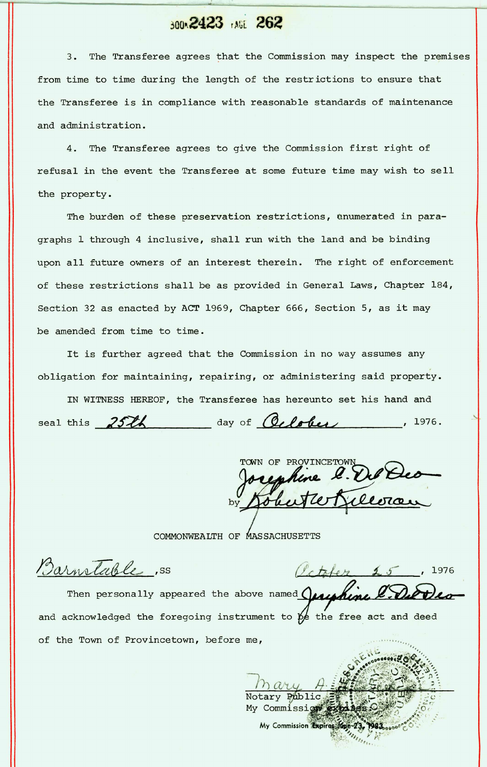BOOK 2423 PAGE 262

3. The Transferee agrees that the Commission may inspect the premises from time to time during the length of the restrictions to ensure that the Transferee is in compliance with reasonable standards of maintenance and administration.

4. The Transferee agrees to give the Commission first right of refusal in the event the Transferee at some future time may wish to sell the property.

The burden of these preservation restrictions, enumerated in paragraphs 1 through 4 inclusive, shall run with the land and be binding upon all future owners of an interest therein. The right of enforcement of these restrictions shall be as provided in General Laws, Chapter 184, Section 32 as enacted by ACT 1969, Chapter 666, Section 5, as it may be amended from time to time.

It is further agreed that the Commission in no way assumes any obligation for maintaining, repairing, or administering said property.

IN WITNESS HEREOF, the Transferee has hereunto set his hand and seal this *25th* day of *October*, 1976.

TOWN OF PROVINCETOWN
*Josephine C. Del Deo*
by *Robert W. Killoran*

COMMONWEALTH OF MASSACHUSETTS

*Barnstable*, SS *October 25*, 1976

Then personally appeared the above named *Josephine C. Del Deo* and acknowledged the foregoing instrument to be the free act and deed of the Town of Provincetown, before me,

*Mary A.*
Notary Public
My Commission expires:
My Commission Expires June 23, 1983